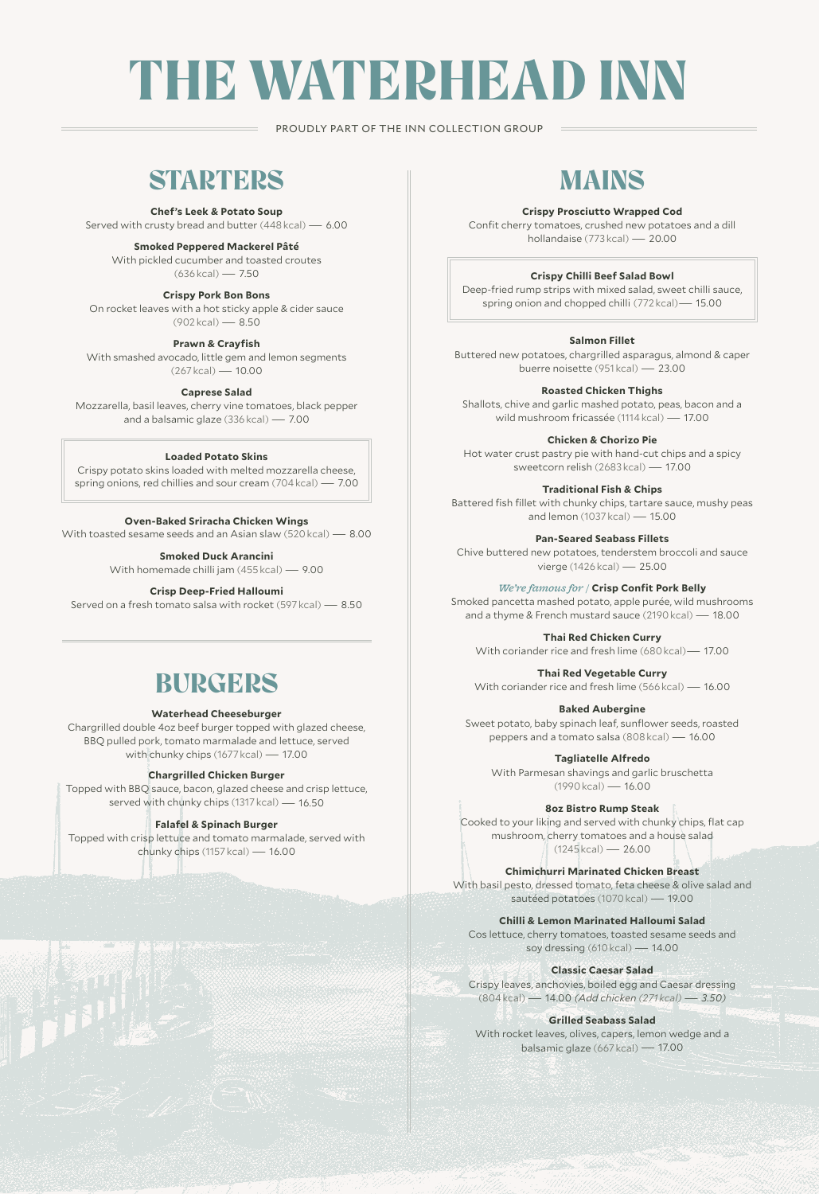# THE WATERHEAD INN

PROUDLY PART OF THE INN COLLECTION GROUP

## STARTERS

**Chef's Leek & Potato Soup**
Served with crusty bread and butter (448 kcal) — 6.00

**Smoked Peppered Mackerel Pâté**
With pickled cucumber and toasted croutes (636 kcal) — 7.50

**Crispy Pork Bon Bons**
On rocket leaves with a hot sticky apple & cider sauce (902 kcal) — 8.50

**Prawn & Crayfish**
With smashed avocado, little gem and lemon segments (267 kcal) — 10.00

**Caprese Salad**
Mozzarella, basil leaves, cherry vine tomatoes, black pepper and a balsamic glaze (336 kcal) — 7.00

**Loaded Potato Skins**
Crispy potato skins loaded with melted mozzarella cheese, spring onions, red chillies and sour cream (704 kcal) — 7.00

**Oven-Baked Sriracha Chicken Wings**
With toasted sesame seeds and an Asian slaw (520 kcal) — 8.00

**Smoked Duck Arancini**
With homemade chilli jam (455 kcal) — 9.00

**Crisp Deep-Fried Halloumi**
Served on a fresh tomato salsa with rocket (597 kcal) — 8.50

## BURGERS

**Waterhead Cheeseburger**
Chargrilled double 4oz beef burger topped with glazed cheese, BBQ pulled pork, tomato marmalade and lettuce, served with chunky chips (1677 kcal) — 17.00

**Chargrilled Chicken Burger**
Topped with BBQ sauce, bacon, glazed cheese and crisp lettuce, served with chunky chips (1317 kcal) — 16.50

**Falafel & Spinach Burger**
Topped with crisp lettuce and tomato marmalade, served with chunky chips (1157 kcal) — 16.00

## MAINS

**Crispy Prosciutto Wrapped Cod**
Confit cherry tomatoes, crushed new potatoes and a dill hollandaise (773 kcal) — 20.00

**Crispy Chilli Beef Salad Bowl**
Deep-fried rump strips with mixed salad, sweet chilli sauce, spring onion and chopped chilli (772 kcal) — 15.00

**Salmon Fillet**
Buttered new potatoes, chargrilled asparagus, almond & caper buerre noisette (951 kcal) — 23.00

**Roasted Chicken Thighs**
Shallots, chive and garlic mashed potato, peas, bacon and a wild mushroom fricassée (1114 kcal) — 17.00

**Chicken & Chorizo Pie**
Hot water crust pastry pie with hand-cut chips and a spicy sweetcorn relish (2683 kcal) — 17.00

**Traditional Fish & Chips**
Battered fish fillet with chunky chips, tartare sauce, mushy peas and lemon (1037 kcal) — 15.00

**Pan-Seared Seabass Fillets**
Chive buttered new potatoes, tenderstem broccoli and sauce vierge (1426 kcal) — 25.00

*We're famous for* / **Crisp Confit Pork Belly**
Smoked pancetta mashed potato, apple purée, wild mushrooms and a thyme & French mustard sauce (2190 kcal) — 18.00

**Thai Red Chicken Curry**
With coriander rice and fresh lime (680 kcal) — 17.00

**Thai Red Vegetable Curry**
With coriander rice and fresh lime (566 kcal) — 16.00

**Baked Aubergine**
Sweet potato, baby spinach leaf, sunflower seeds, roasted peppers and a tomato salsa (808 kcal) — 16.00

**Tagliatelle Alfredo**
With Parmesan shavings and garlic bruschetta (1990 kcal) — 16.00

**8oz Bistro Rump Steak**
Cooked to your liking and served with chunky chips, flat cap mushroom, cherry tomatoes and a house salad (1245 kcal) — 26.00

**Chimichurri Marinated Chicken Breast**
With basil pesto, dressed tomato, feta cheese & olive salad and sautéed potatoes (1070 kcal) — 19.00

**Chilli & Lemon Marinated Halloumi Salad**
Cos lettuce, cherry tomatoes, toasted sesame seeds and soy dressing (610 kcal) — 14.00

**Classic Caesar Salad**
Crispy leaves, anchovies, boiled egg and Caesar dressing (804 kcal) — 14.00 *(Add chicken (271 kcal) — 3.50)*

**Grilled Seabass Salad**
With rocket leaves, olives, capers, lemon wedge and a balsamic glaze (667 kcal) — 17.00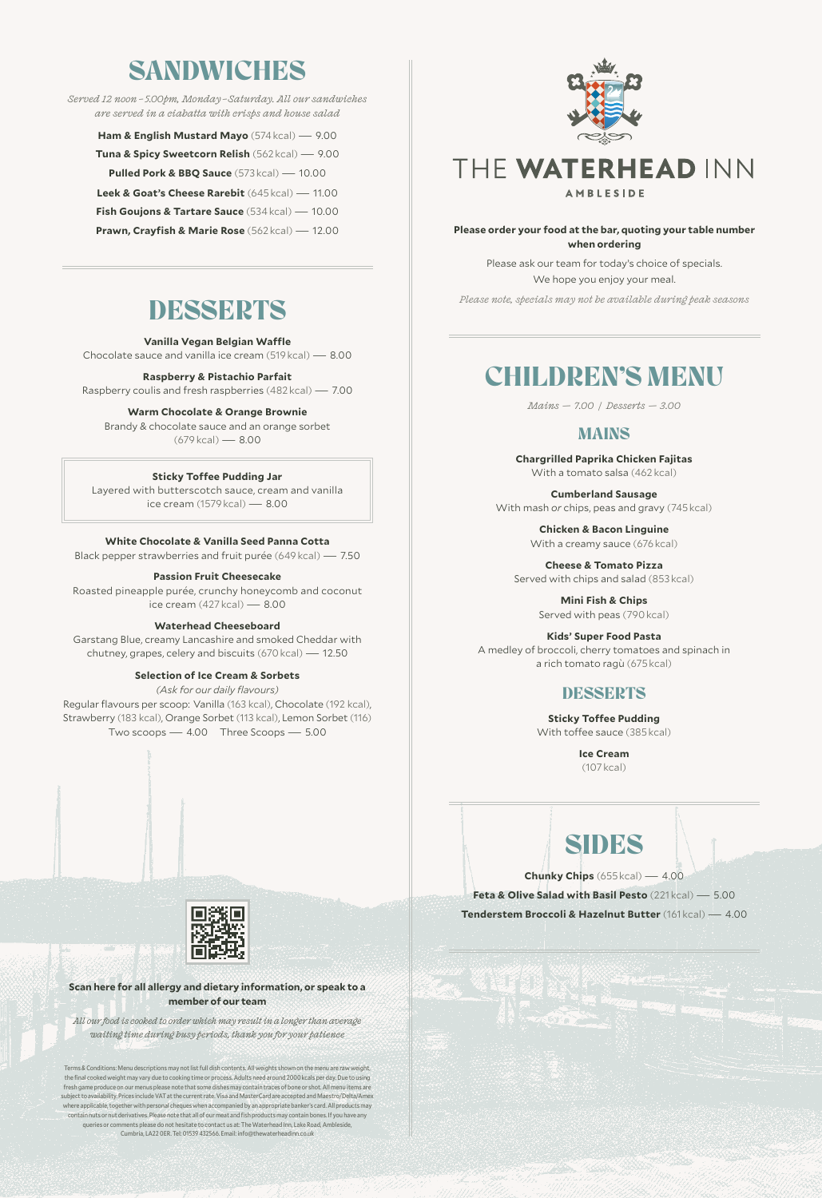# SANDWICHES

*Served 12 noon – 5.00pm, Monday – Saturday. All our sandwiches are served in a ciabatta with crisps and house salad*

**Ham & English Mustard Mayo** (574 kcal) — 9.00

**Tuna & Spicy Sweetcorn Relish** (562 kcal) — 9.00

**Pulled Pork & BBQ Sauce** (573 kcal) — 10.00

**Leek & Goat's Cheese Rarebit** (645 kcal) — 11.00

**Fish Goujons & Tartare Sauce** (534 kcal) — 10.00

**Prawn, Crayfish & Marie Rose** (562 kcal) — 12.00

# DESSERTS

**Vanilla Vegan Belgian Waffle**
Chocolate sauce and vanilla ice cream (519 kcal) — 8.00

**Raspberry & Pistachio Parfait**
Raspberry coulis and fresh raspberries (482 kcal) — 7.00

**Warm Chocolate & Orange Brownie**
Brandy & chocolate sauce and an orange sorbet (679 kcal) — 8.00

**Sticky Toffee Pudding Jar**
Layered with butterscotch sauce, cream and vanilla ice cream (1579 kcal) — 8.00

**White Chocolate & Vanilla Seed Panna Cotta**
Black pepper strawberries and fruit purée (649 kcal) — 7.50

**Passion Fruit Cheesecake**
Roasted pineapple purée, crunchy honeycomb and coconut ice cream (427 kcal) — 8.00

**Waterhead Cheeseboard**
Garstang Blue, creamy Lancashire and smoked Cheddar with chutney, grapes, celery and biscuits (670 kcal) — 12.50

**Selection of Ice Cream & Sorbets**
(Ask for our daily flavours)
Regular flavours per scoop: Vanilla (163 kcal), Chocolate (192 kcal), Strawberry (183 kcal), Orange Sorbet (113 kcal), Lemon Sorbet (116)
Two scoops — 4.00 Three Scoops — 5.00

**Scan here for all allergy and dietary information, or speak to a member of our team**

*All our food is cooked to order which may result in a longer than average waiting time during busy periods, thank you for your patience*

Terms & Conditions: Menu descriptions may not list full dish contents. All weights shown on the menu are raw weight, the final cooked weight may vary due to cooking time or process. Adults need around 2000 kcals per day. Due to using fresh game produce on our menus please note that some dishes may contain traces of bone or shot. All menu items are subject to availability. Prices include VAT at the current rate. Visa and MasterCard are accepted and Maestro/Delta/Amex where applicable, together with personal cheques when accompanied by an appropriate banker's card. All products may contain nuts or nut derivatives. Please note that all of our meat and fish products may contain bones. If you have any queries or comments please do not hesitate to contact us at: The Waterhead Inn, Lake Road, Ambleside, Cumbria, LA22 0ER. Tel: 01539 432566. Email: info@thewaterheadinn.co.uk

# THE WATERHEAD INN
AMBLESIDE

**Please order your food at the bar, quoting your table number when ordering**

Please ask our team for today's choice of specials.
We hope you enjoy your meal.

*Please note, specials may not be available during peak seasons*

# CHILDREN'S MENU

*Mains — 7.00 / Desserts — 3.00*

## MAINS

**Chargrilled Paprika Chicken Fajitas**
With a tomato salsa (462 kcal)

**Cumberland Sausage**
With mash *or* chips, peas and gravy (745 kcal)

**Chicken & Bacon Linguine**
With a creamy sauce (676 kcal)

**Cheese & Tomato Pizza**
Served with chips and salad (853 kcal)

**Mini Fish & Chips**
Served with peas (790 kcal)

**Kids' Super Food Pasta**
A medley of broccoli, cherry tomatoes and spinach in a rich tomato ragù (675 kcal)

## DESSERTS

**Sticky Toffee Pudding**
With toffee sauce (385 kcal)

**Ice Cream**
(107 kcal)

# SIDES

**Chunky Chips** (655 kcal) — 4.00

**Feta & Olive Salad with Basil Pesto** (221 kcal) — 5.00

**Tenderstem Broccoli & Hazelnut Butter** (161 kcal) — 4.00